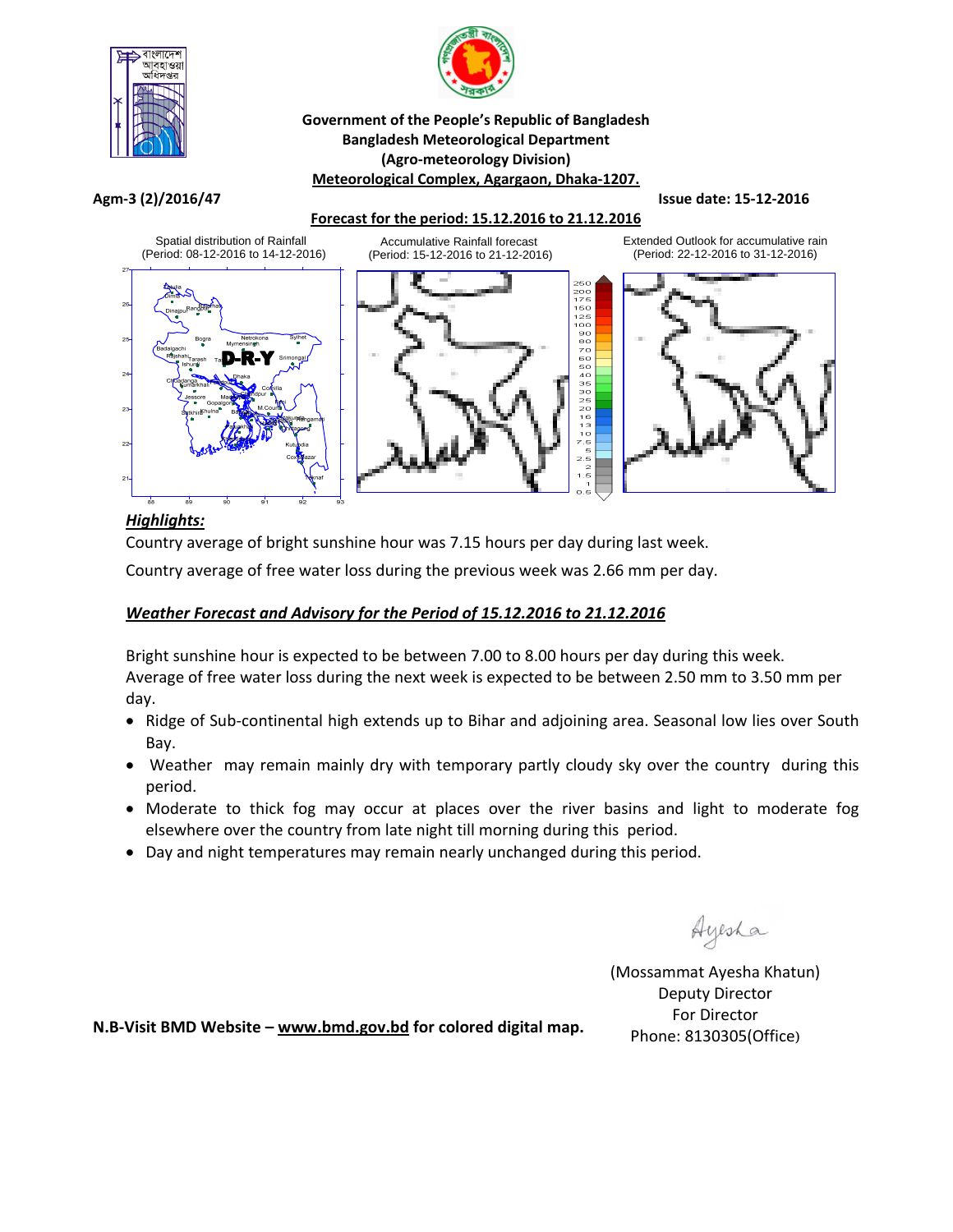**Government of the People's Republic of Bangladesh**
**Bangladesh Meteorological Department**
**(Agro-meteorology Division)**
**Meteorological Complex, Agargaon, Dhaka-1207.**

**Agm-3 (2)/2016/47** **Issue date: 15-12-2016**

**Forecast for the period: 15.12.2016 to 21.12.2016**

Spatial distribution of Rainfall (Period: 08-12-2016 to 14-12-2016)

Accumulative Rainfall forecast (Period: 15-12-2016 to 21-12-2016)

Extended Outlook for accumulative rain (Period: 22-12-2016 to 31-12-2016)

D-R-Y

## *Highlights:*

Country average of bright sunshine hour was 7.15 hours per day during last week.

Country average of free water loss during the previous week was 2.66 mm per day.

## *Weather Forecast and Advisory for the Period of 15.12.2016 to 21.12.2016*

Bright sunshine hour is expected to be between 7.00 to 8.00 hours per day during this week.
Average of free water loss during the next week is expected to be between 2.50 mm to 3.50 mm per day.

- Ridge of Sub-continental high extends up to Bihar and adjoining area. Seasonal low lies over South Bay.
- Weather may remain mainly dry with temporary partly cloudy sky over the country during this period.
- Moderate to thick fog may occur at places over the river basins and light to moderate fog elsewhere over the country from late night till morning during this period.
- Day and night temperatures may remain nearly unchanged during this period.

Ayesha

(Mossammat Ayesha Khatun)
Deputy Director
For Director
Phone: 8130305(Office)

**N.B-Visit BMD Website – www.bmd.gov.bd for colored digital map.**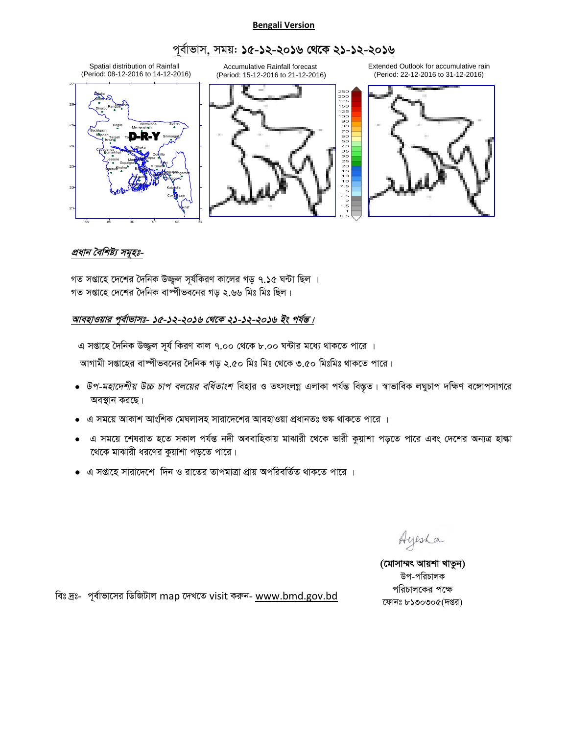**Bengali Version**

# পূর্বাভাস, সময়ঃ ১৫-১২-২০১৬ থেকে ২১-১২-২০১৬

Spatial distribution of Rainfall (Period: 08-12-2016 to 14-12-2016)

Accumulative Rainfall forecast (Period: 15-12-2016 to 21-12-2016)

Extended Outlook for accumulative rain (Period: 22-12-2016 to 31-12-2016)

## *প্রধান বৈশিষ্ট্য সমূহঃ-*

গত সপ্তাহে দেশের দৈনিক উজ্জ্বল সূর্যকিরণ কালের গড় ৭.১৫ ঘন্টা ছিল ।
গত সপ্তাহে দেশের দৈনিক বাষ্পীভবনের গড় ২.৬৬ মিঃ মিঃ ছিল।

## *আবহাওয়ার পূর্বাভাসঃ- ১৫-১২-২০১৬ থেকে ২১-১২-২০১৬ ইং পর্যন্ত।*

এ সপ্তাহে দৈনিক উজ্জ্বল সূর্য কিরণ কাল ৭.০০ থেকে ৮.০০ ঘন্টার মধ্যে থাকতে পারে ।

আগামী সপ্তাহের বাষ্পীভবনের দৈনিক গড় ২.৫০ মিঃ মিঃ থেকে ৩.৫০ মিঃমিঃ থাকতে পারে।

- *উপ-মহাদেশীয় উচ্চ চাপ বলয়ের বর্ধিতাংশ* বিহার ও তৎসংলগ্ন এলাকা পর্যন্ত বিস্তৃত। স্বাভাবিক লঘুচাপ দক্ষিণ বঙ্গোপসাগরে অবস্থান করছে।
- এ সময়ে আকাশ আংশিক মেঘলাসহ সারাদেশের আবহাওয়া প্রধানতঃ শুষ্ক থাকতে পারে ।
- এ সময়ে শেষরাত হতে সকাল পর্যন্ত নদী অববাহিকায় মাঝারী থেকে ভারী কুয়াশা পড়তে পারে এবং দেশের অন্যত্র হাল্কা থেকে মাঝারী ধরণের কুয়াশা পড়তে পারে।
- এ সপ্তাহে সারাদেশে দিন ও রাতের তাপমাত্রা প্রায় অপরিবর্তিত থাকতে পারে ।

Ayesha

**(মোসাম্মৎ আয়শা খাতুন)**
উপ-পরিচালক
পরিচালকের পক্ষে
ফোনঃ ৮১৩০৩০৫(দপ্তর)

বিঃ দ্রঃ- পূর্বাভাসের ডিজিটাল map দেখতে visit করুন- www.bmd.gov.bd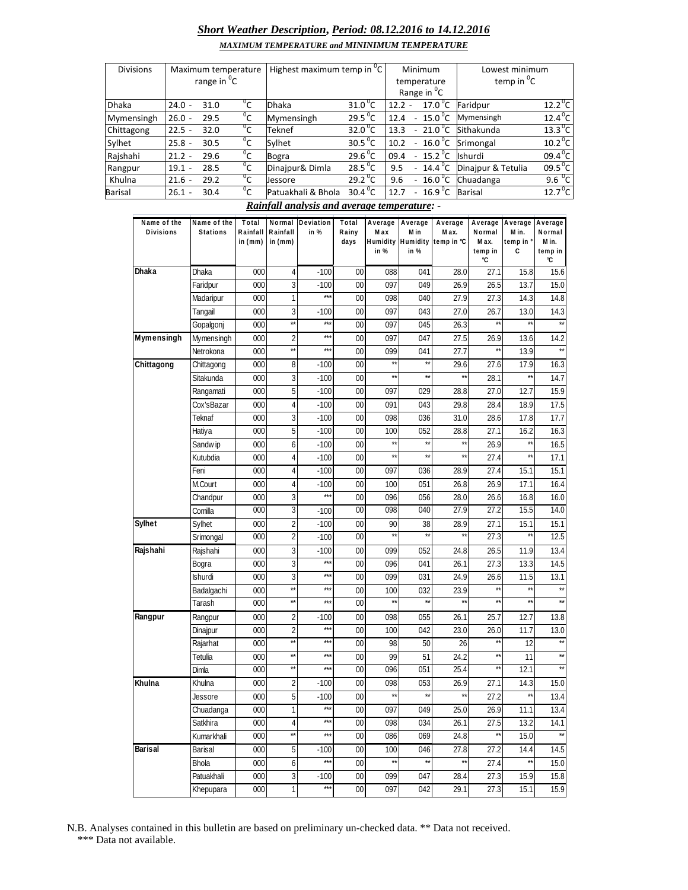## *Short Weather Description, Period: 08.12.2016 to 14.12.2016*

***MAXIMUM TEMPERATURE and MININIMUM TEMPERATURE***

| Divisions | Maximum temperature range in $^0$C | | Highest maximum temp in $^0$C | | Minimum temperature Range in $^0$C | Lowest minimum temp in $^0$C | |
|---|---|---|---|---|---|---|---|
| Dhaka | 24.0 - 31.0 | $^0$C | Dhaka | 31.0 $^0$C | 12.2 - 17.0 $^0$C | Faridpur | 12.2 $^0$C |
| Mymensingh | 26.0 - 29.5 | $^0$C | Mymensingh | 29.5 $^0$C | 12.4 - 15.0 $^0$C | Mymensingh | 12.4 $^0$C |
| Chittagong | 22.5 - 32.0 | $^0$C | Teknef | 32.0 $^0$C | 13.3 - 21.0 $^0$C | Sithakunda | 13.3 $^0$C |
| Sylhet | 25.8 - 30.5 | $^0$C | Sylhet | 30.5 $^0$C | 10.2 - 16.0 $^0$C | Srimongal | 10.2 $^0$C |
| Rajshahi | 21.2 - 29.6 | $^0$C | Bogra | 29.6 $^0$C | 09.4 - 15.2 $^0$C | Ishurdi | 09.4 $^0$C |
| Rangpur | 19.1 - 28.5 | $^0$C | Dinajpur& Dimla | 28.5 $^0$C | 9.5 - 14.4 $^0$C | Dinajpur & Tetulia | 09.5 $^0$C |
| Khulna | 21.6 - 29.2 | $^0$C | Jessore | 29.2 $^0$C | 9.6 - 16.0 $^0$C | Chuadanga | 9.6 $^0$C |
| Barisal | 26.1 - 30.4 | $^0$C | Patuakhali & Bhola | 30.4 $^0$C | 12.7 - 16.9 $^0$C | Barisal | 12.7 $^0$C |

## *Rainfall analysis and average temperature: -*

| Name of the Divisions | Name of the Stations | Total Rainfall in (mm) | Normal Rainfall in (mm) | Deviation in % | Total Rainy days | Average Max Humidity in % | Average Min Humidity in % | Average Max. temp in ℃ | Average Normal Max. temp in ℃ | Average Min. temp in ° C | Average Normal Min. temp in ℃ |
|---|---|---|---|---|---|---|---|---|---|---|---|
| **Dhaka** | Dhaka | 000 | 4 | -100 | 00 | 088 | 041 | 28.0 | 27.1 | 15.8 | 15.6 |
| | Faridpur | 000 | 3 | -100 | 00 | 097 | 049 | 26.9 | 26.5 | 13.7 | 15.0 |
| | Madaripur | 000 | 1 | *** | 00 | 098 | 040 | 27.9 | 27.3 | 14.3 | 14.8 |
| | Tangail | 000 | 3 | -100 | 00 | 097 | 043 | 27.0 | 26.7 | 13.0 | 14.3 |
| | Gopalgonj | 000 | ** | *** | 00 | 097 | 045 | 26.3 | ** | ** | ** |
| **Mymensingh** | Mymensingh | 000 | 2 | *** | 00 | 097 | 047 | 27.5 | 26.9 | 13.6 | 14.2 |
| | Netrokona | 000 | ** | *** | 00 | 099 | 041 | 27.7 | ** | 13.9 | ** |
| **Chittagong** | Chittagong | 000 | 8 | -100 | 00 | ** | ** | 29.6 | 27.6 | 17.9 | 16.3 |
| | Sitakunda | 000 | 3 | -100 | 00 | ** | ** | ** | 28.1 | ** | 14.7 |
| | Rangamati | 000 | 5 | -100 | 00 | 097 | 029 | 28.8 | 27.0 | 12.7 | 15.9 |
| | Cox'sBazar | 000 | 4 | -100 | 00 | 091 | 043 | 29.8 | 28.4 | 18.9 | 17.5 |
| | Teknaf | 000 | 3 | -100 | 00 | 098 | 036 | 31.0 | 28.6 | 17.8 | 17.7 |
| | Hatiya | 000 | 5 | -100 | 00 | 100 | 052 | 28.8 | 27.1 | 16.2 | 16.3 |
| | Sandw ip | 000 | 6 | -100 | 00 | ** | ** | ** | 26.9 | ** | 16.5 |
| | Kutubdia | 000 | 4 | -100 | 00 | ** | ** | ** | 27.4 | ** | 17.1 |
| | Feni | 000 | 4 | -100 | 00 | 097 | 036 | 28.9 | 27.4 | 15.1 | 15.1 |
| | M.Court | 000 | 4 | -100 | 00 | 100 | 051 | 26.8 | 26.9 | 17.1 | 16.4 |
| | Chandpur | 000 | 3 | *** | 00 | 096 | 056 | 28.0 | 26.6 | 16.8 | 16.0 |
| | Comilla | 000 | 3 | -100 | 00 | 098 | 040 | 27.9 | 27.2 | 15.5 | 14.0 |
| **Sylhet** | Sylhet | 000 | 2 | -100 | 00 | 90 | 38 | 28.9 | 27.1 | 15.1 | 15.1 |
| | Srimongal | 000 | 2 | -100 | 00 | ** | ** | ** | 27.3 | ** | 12.5 |
| **Rajshahi** | Rajshahi | 000 | 3 | -100 | 00 | 099 | 052 | 24.8 | 26.5 | 11.9 | 13.4 |
| | Bogra | 000 | 3 | *** | 00 | 096 | 041 | 26.1 | 27.3 | 13.3 | 14.5 |
| | Ishurdi | 000 | 3 | *** | 00 | 099 | 031 | 24.9 | 26.6 | 11.5 | 13.1 |
| | Badalgachi | 000 | ** | *** | 00 | 100 | 032 | 23.9 | ** | ** | ** |
| | Tarash | 000 | ** | *** | 00 | ** | ** | ** | ** | ** | ** |
| **Rangpur** | Rangpur | 000 | 2 | -100 | 00 | 098 | 055 | 26.1 | 25.7 | 12.7 | 13.8 |
| | Dinajpur | 000 | 2 | *** | 00 | 100 | 042 | 23.0 | 26.0 | 11.7 | 13.0 |
| | Rajarhat | 000 | ** | *** | 00 | 98 | 50 | 26 | ** | 12 | ** |
| | Tetulia | 000 | ** | *** | 00 | 99 | 51 | 24.2 | ** | 11 | ** |
| | Dimla | 000 | ** | *** | 00 | 096 | 051 | 25.4 | ** | 12.1 | ** |
| **Khulna** | Khulna | 000 | 2 | -100 | 00 | 098 | 053 | 26.9 | 27.1 | 14.3 | 15.0 |
| | Jessore | 000 | 5 | -100 | 00 | ** | ** | ** | 27.2 | ** | 13.4 |
| | Chuadanga | 000 | 1 | *** | 00 | 097 | 049 | 25.0 | 26.9 | 11.1 | 13.4 |
| | Satkhira | 000 | 4 | *** | 00 | 098 | 034 | 26.1 | 27.5 | 13.2 | 14.1 |
| | Kumarkhali | 000 | ** | *** | 00 | 086 | 069 | 24.8 | ** | 15.0 | ** |
| **Barisal** | Barisal | 000 | 5 | -100 | 00 | 100 | 046 | 27.8 | 27.2 | 14.4 | 14.5 |
| | Bhola | 000 | 6 | *** | 00 | ** | ** | ** | 27.4 | ** | 15.0 |
| | Patuakhali | 000 | 3 | -100 | 00 | 099 | 047 | 28.4 | 27.3 | 15.9 | 15.8 |
| | Khepupara | 000 | 1 | *** | 00 | 097 | 042 | 29.1 | 27.3 | 15.1 | 15.9 |

N.B. Analyses contained in this bulletin are based on preliminary un-checked data. ** Data not received.
*** Data not available.